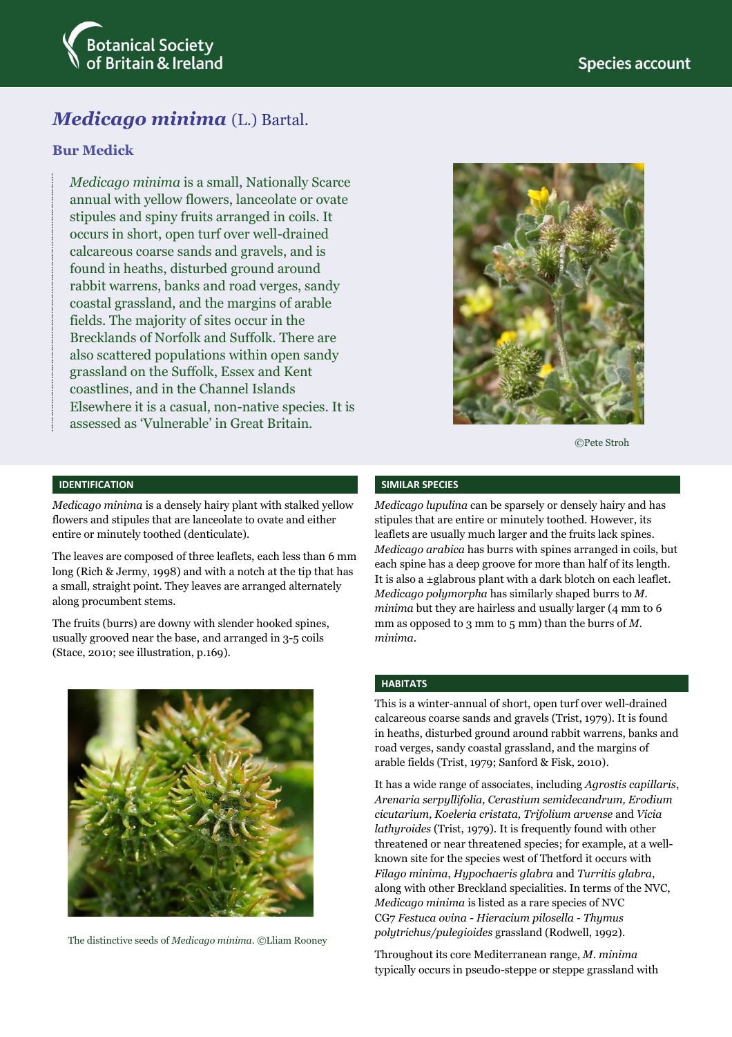Botanical Society of Britain & Ireland

Species account

# *Medicago minima* (L.) Bartal.

## Bur Medick

*Medicago minima* is a small, Nationally Scarce annual with yellow flowers, lanceolate or ovate stipules and spiny fruits arranged in coils. It occurs in short, open turf over well-drained calcareous coarse sands and gravels, and is found in heaths, disturbed ground around rabbit warrens, banks and road verges, sandy coastal grassland, and the margins of arable fields. The majority of sites occur in the Brecklands of Norfolk and Suffolk. There are also scattered populations within open sandy grassland on the Suffolk, Essex and Kent coastlines, and in the Channel Islands Elsewhere it is a casual, non-native species. It is assessed as 'Vulnerable' in Great Britain.

©Pete Stroh

### IDENTIFICATION

*Medicago minima* is a densely hairy plant with stalked yellow flowers and stipules that are lanceolate to ovate and either entire or minutely toothed (denticulate).

The leaves are composed of three leaflets, each less than 6 mm long (Rich & Jermy, 1998) and with a notch at the tip that has a small, straight point. They leaves are arranged alternately along procumbent stems.

The fruits (burrs) are downy with slender hooked spines, usually grooved near the base, and arranged in 3-5 coils (Stace, 2010; see illustration, p.169).

The distinctive seeds of *Medicago minima*. ©Lliam Rooney

### SIMILAR SPECIES

*Medicago lupulina* can be sparsely or densely hairy and has stipules that are entire or minutely toothed. However, its leaflets are usually much larger and the fruits lack spines. *Medicago arabica* has burrs with spines arranged in coils, but each spine has a deep groove for more than half of its length. It is also a ±glabrous plant with a dark blotch on each leaflet. *Medicago polymorpha* has similarly shaped burrs to *M. minima* but they are hairless and usually larger (4 mm to 6 mm as opposed to 3 mm to 5 mm) than the burrs of *M. minima*.

### HABITATS

This is a winter-annual of short, open turf over well-drained calcareous coarse sands and gravels (Trist, 1979). It is found in heaths, disturbed ground around rabbit warrens, banks and road verges, sandy coastal grassland, and the margins of arable fields (Trist, 1979; Sanford & Fisk, 2010).

It has a wide range of associates, including *Agrostis capillaris*, *Arenaria serpyllifolia, Cerastium semidecandrum, Erodium cicutarium, Koeleria cristata, Trifolium arvense* and *Vicia lathyroides* (Trist, 1979). It is frequently found with other threatened or near threatened species; for example, at a well-known site for the species west of Thetford it occurs with *Filago minima*, *Hypochaeris glabra* and *Turritis glabra*, along with other Breckland specialities. In terms of the NVC, *Medicago minima* is listed as a rare species of NVC CG7 *Festuca ovina - Hieracium pilosella - Thymus polytrichus/pulegioides* grassland (Rodwell, 1992).

Throughout its core Mediterranean range, *M. minima* typically occurs in pseudo-steppe or steppe grassland with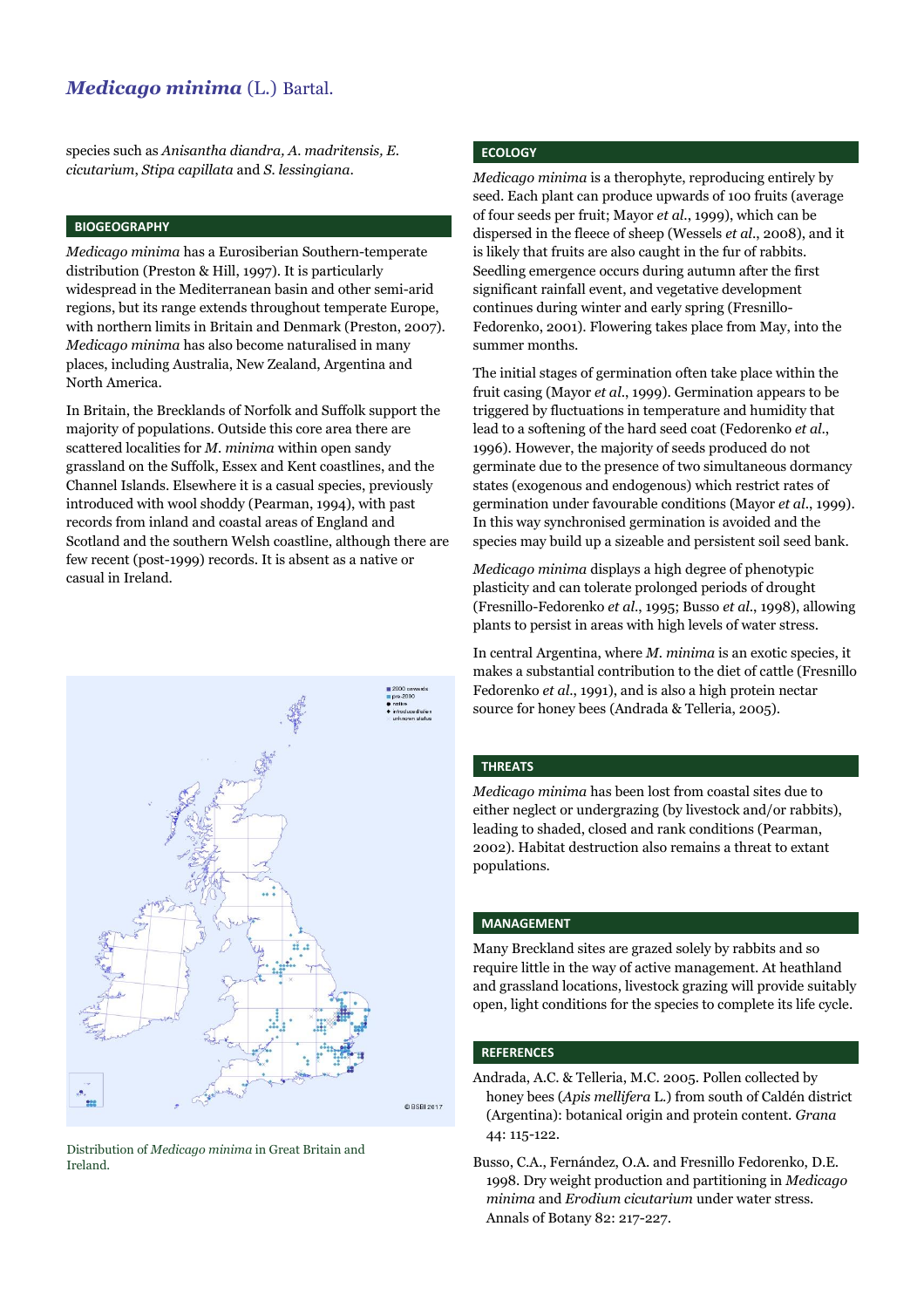species such as *Anisantha diandra, A. madritensis, E. cicutarium*, *Stipa capillata* and *S. lessingiana*.

## BIOGEOGRAPHY

*Medicago minima* has a Eurosiberian Southern-temperate distribution (Preston & Hill, 1997). It is particularly widespread in the Mediterranean basin and other semi-arid regions, but its range extends throughout temperate Europe, with northern limits in Britain and Denmark (Preston, 2007). *Medicago minima* has also become naturalised in many places, including Australia, New Zealand, Argentina and North America.

In Britain, the Brecklands of Norfolk and Suffolk support the majority of populations. Outside this core area there are scattered localities for *M. minima* within open sandy grassland on the Suffolk, Essex and Kent coastlines, and the Channel Islands. Elsewhere it is a casual species, previously introduced with wool shoddy (Pearman, 1994), with past records from inland and coastal areas of England and Scotland and the southern Welsh coastline, although there are few recent (post-1999) records. It is absent as a native or casual in Ireland.

Distribution of *Medicago minima* in Great Britain and Ireland.

## ECOLOGY

*Medicago minima* is a therophyte, reproducing entirely by seed. Each plant can produce upwards of 100 fruits (average of four seeds per fruit; Mayor *et al*., 1999), which can be dispersed in the fleece of sheep (Wessels *et al*., 2008), and it is likely that fruits are also caught in the fur of rabbits. Seedling emergence occurs during autumn after the first significant rainfall event, and vegetative development continues during winter and early spring (Fresnillo-Fedorenko, 2001). Flowering takes place from May, into the summer months.

The initial stages of germination often take place within the fruit casing (Mayor *et al*., 1999). Germination appears to be triggered by fluctuations in temperature and humidity that lead to a softening of the hard seed coat (Fedorenko *et al*., 1996). However, the majority of seeds produced do not germinate due to the presence of two simultaneous dormancy states (exogenous and endogenous) which restrict rates of germination under favourable conditions (Mayor *et al*., 1999). In this way synchronised germination is avoided and the species may build up a sizeable and persistent soil seed bank.

*Medicago minima* displays a high degree of phenotypic plasticity and can tolerate prolonged periods of drought (Fresnillo-Fedorenko *et al*., 1995; Busso *et al*., 1998), allowing plants to persist in areas with high levels of water stress.

In central Argentina, where *M. minima* is an exotic species, it makes a substantial contribution to the diet of cattle (Fresnillo Fedorenko *et al*., 1991), and is also a high protein nectar source for honey bees (Andrada & Telleria, 2005).

## THREATS

*Medicago minima* has been lost from coastal sites due to either neglect or undergrazing (by livestock and/or rabbits), leading to shaded, closed and rank conditions (Pearman, 2002). Habitat destruction also remains a threat to extant populations.

## MANAGEMENT

Many Breckland sites are grazed solely by rabbits and so require little in the way of active management. At heathland and grassland locations, livestock grazing will provide suitably open, light conditions for the species to complete its life cycle.

## REFERENCES

Andrada, A.C. & Telleria, M.C. 2005. Pollen collected by honey bees (*Apis mellifera* L.) from south of Caldén district (Argentina): botanical origin and protein content. *Grana* 44: 115-122.

Busso, C.A., Fernández, O.A. and Fresnillo Fedorenko, D.E. 1998. Dry weight production and partitioning in *Medicago minima* and *Erodium cicutarium* under water stress. Annals of Botany 82: 217-227.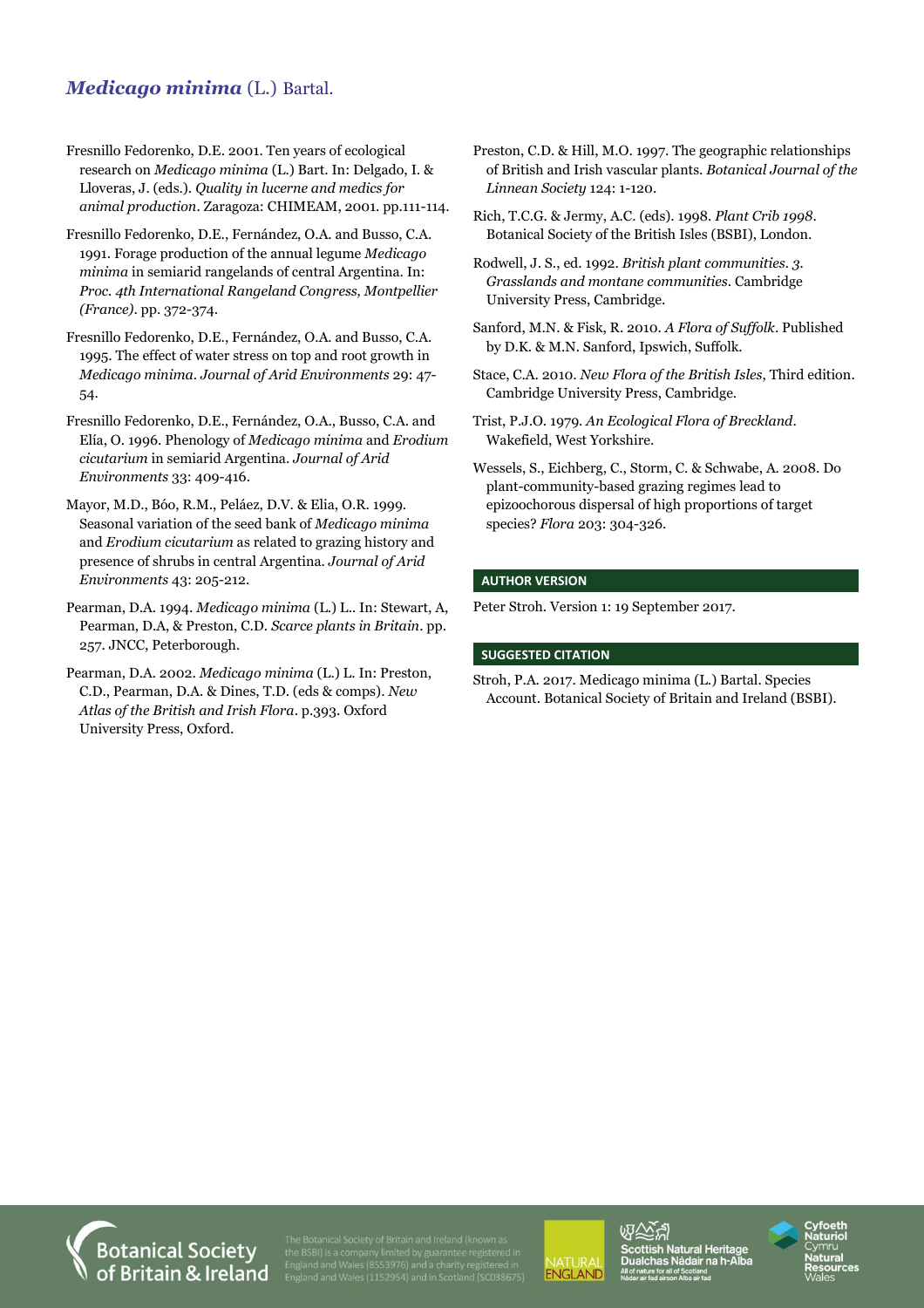Fresnillo Fedorenko, D.E. 2001. Ten years of ecological research on *Medicago minima* (L.) Bart. In: Delgado, I. & Lloveras, J. (eds.). *Quality in lucerne and medics for animal production*. Zaragoza: CHIMEAM, 2001. pp.111-114.

Fresnillo Fedorenko, D.E., Fernández, O.A. and Busso, C.A. 1991. Forage production of the annual legume *Medicago minima* in semiarid rangelands of central Argentina. In: *Proc. 4th International Rangeland Congress, Montpellier (France)*. pp. 372-374.

Fresnillo Fedorenko, D.E., Fernández, O.A. and Busso, C.A. 1995. The effect of water stress on top and root growth in *Medicago minima*. *Journal of Arid Environments* 29: 47-54.

Fresnillo Fedorenko, D.E., Fernández, O.A., Busso, C.A. and Elía, O. 1996. Phenology of *Medicago minima* and *Erodium cicutarium* in semiarid Argentina. *Journal of Arid Environments* 33: 409-416.

Mayor, M.D., Bóo, R.M., Peláez, D.V. & Elia, O.R. 1999. Seasonal variation of the seed bank of *Medicago minima* and *Erodium cicutarium* as related to grazing history and presence of shrubs in central Argentina. *Journal of Arid Environments* 43: 205-212.

Pearman, D.A. 1994. *Medicago minima* (L.) L.. In: Stewart, A, Pearman, D.A, & Preston, C.D. *Scarce plants in Britain*. pp. 257. JNCC, Peterborough.

Pearman, D.A. 2002. *Medicago minima* (L.) L. In: Preston, C.D., Pearman, D.A. & Dines, T.D. (eds & comps). *New Atlas of the British and Irish Flora*. p.393. Oxford University Press, Oxford.

Preston, C.D. & Hill, M.O. 1997. The geographic relationships of British and Irish vascular plants. *Botanical Journal of the Linnean Society* 124: 1-120.

Rich, T.C.G. & Jermy, A.C. (eds). 1998. *Plant Crib 1998*. Botanical Society of the British Isles (BSBI), London.

Rodwell, J. S., ed. 1992. *British plant communities. 3. Grasslands and montane communities*. Cambridge University Press, Cambridge.

Sanford, M.N. & Fisk, R. 2010. *A Flora of Suffolk*. Published by D.K. & M.N. Sanford, Ipswich, Suffolk.

Stace, C.A. 2010. *New Flora of the British Isles*, Third edition. Cambridge University Press, Cambridge.

Trist, P.J.O. 1979. *An Ecological Flora of Breckland*. Wakefield, West Yorkshire.

Wessels, S., Eichberg, C., Storm, C. & Schwabe, A. 2008. Do plant-community-based grazing regimes lead to epizoochorous dispersal of high proportions of target species? *Flora* 203: 304-326.

## AUTHOR VERSION

Peter Stroh. Version 1: 19 September 2017.

## SUGGESTED CITATION

Stroh, P.A. 2017. Medicago minima (L.) Bartal. Species Account. Botanical Society of Britain and Ireland (BSBI).

The Botanical Society of Britain and Ireland (known as the BSBI) is a company limited by guarantee registered in England and Wales (8553976) and a charity registered in England and Wales (1152954) and in Scotland (SC038675)